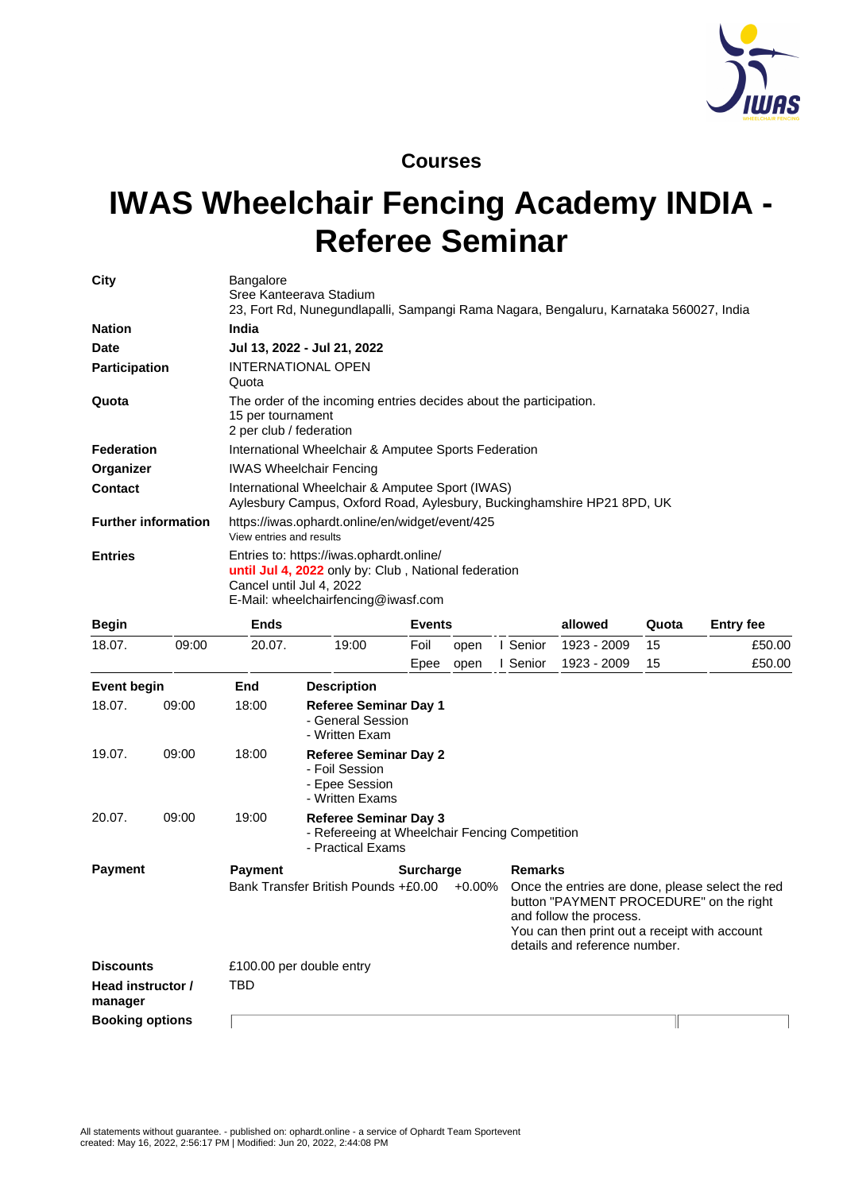## Courses

# IWAS Wheelchair Fencing Academy INDIA - Referee Seminar

| | |
|---|---|
| **City** | Bangalore<br>Sree Kanteerava Stadium<br>23, Fort Rd, Nunegundlapalli, Sampangi Rama Nagara, Bengaluru, Karnataka 560027, India |
| **Nation** | **India** |
| **Date** | **Jul 13, 2022 - Jul 21, 2022** |
| **Participation** | INTERNATIONAL OPEN<br>Quota |
| **Quota** | The order of the incoming entries decides about the participation.<br>15 per tournament<br>2 per club / federation |
| **Federation** | International Wheelchair & Amputee Sports Federation |
| **Organizer** | IWAS Wheelchair Fencing |
| **Contact** | International Wheelchair & Amputee Sport (IWAS)<br>Aylesbury Campus, Oxford Road, Aylesbury, Buckinghamshire HP21 8PD, UK |
| **Further information** | https://iwas.ophardt.online/en/widget/event/425<br>View entries and results |
| **Entries** | Entries to: https://iwas.ophardt.online/<br>**until Jul 4, 2022** only by: Club , National federation<br>Cancel until Jul 4, 2022<br>E-Mail: wheelchairfencing@iwasf.com |

| Begin | | Ends | | Events | | | allowed | Quota | Entry fee |
|---|---|---|---|---|---|---|---|---|---|
| 18.07. | 09:00 | 20.07. | 19:00 | Foil | open | I Senior | 1923 - 2009 | 15 | £50.00 |
| | | | | Epee | open | I Senior | 1923 - 2009 | 15 | £50.00 |

| Event begin | | End | Description |
|---|---|---|---|
| 18.07. | 09:00 | 18:00 | **Referee Seminar Day 1**<br>- General Session<br>- Written Exam |
| 19.07. | 09:00 | 18:00 | **Referee Seminar Day 2**<br>- Foil Session<br>- Epee Session<br>- Written Exams |
| 20.07. | 09:00 | 19:00 | **Referee Seminar Day 3**<br>- Refereeing at Wheelchair Fencing Competition<br>- Practical Exams |

**Payment**

| Payment | Surcharge | | Remarks |
|---|---|---|---|
| Bank Transfer British Pounds | +£0.00 | +0.00% | Once the entries are done, please select the red button "PAYMENT PROCEDURE" on the right and follow the process.<br>You can then print out a receipt with account details and reference number. |

**Discounts** £100.00 per double entry

**Head instructor / manager** TBD

**Booking options**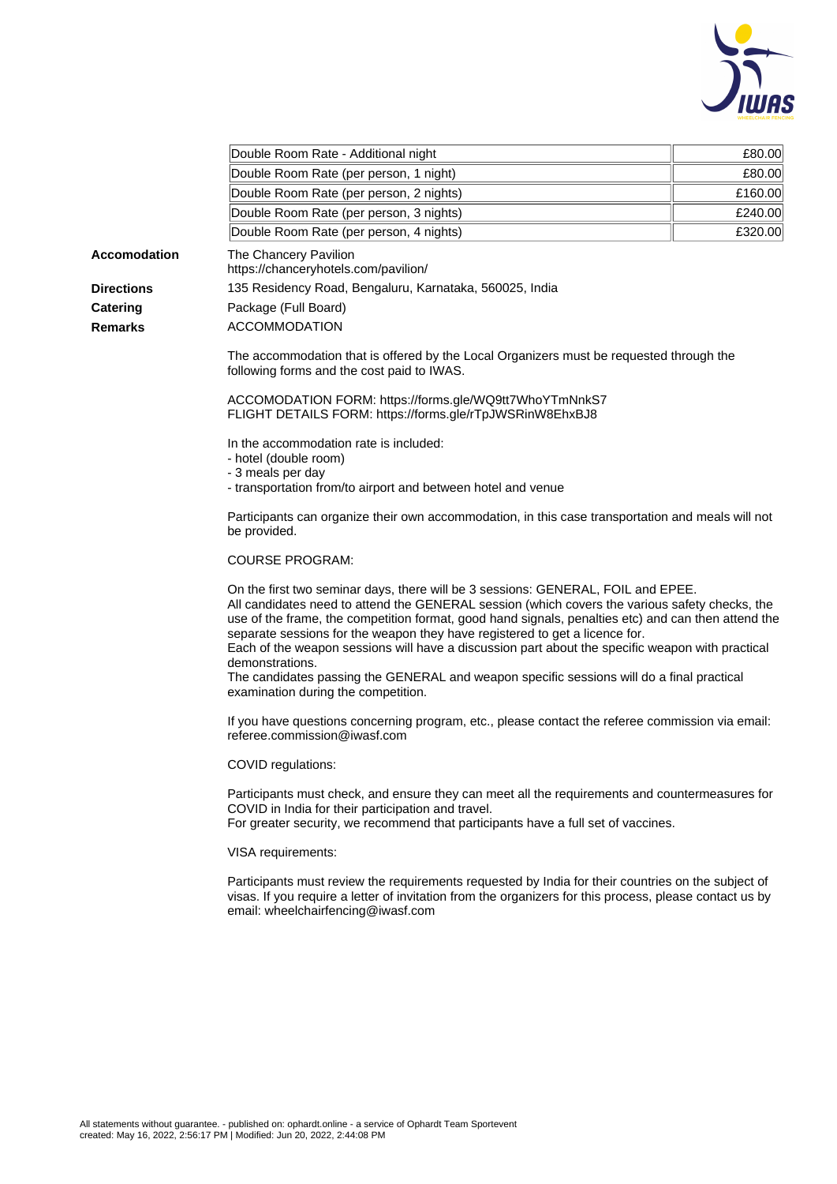| | |
|---|---|
| Double Room Rate - Additional night | £80.00 |
| Double Room Rate (per person, 1 night) | £80.00 |
| Double Room Rate (per person, 2 nights) | £160.00 |
| Double Room Rate (per person, 3 nights) | £240.00 |
| Double Room Rate (per person, 4 nights) | £320.00 |

**Accomodation** The Chancery Pavilion
https://chanceryhotels.com/pavilion/

**Directions** 135 Residency Road, Bengaluru, Karnataka, 560025, India

**Catering** Package (Full Board)

**Remarks** ACCOMMODATION

The accommodation that is offered by the Local Organizers must be requested through the following forms and the cost paid to IWAS.

ACCOMODATION FORM: https://forms.gle/WQ9tt7WhoYTmNnkS7
FLIGHT DETAILS FORM: https://forms.gle/rTpJWSRinW8EhxBJ8

In the accommodation rate is included:
- hotel (double room)
- 3 meals per day
- transportation from/to airport and between hotel and venue

Participants can organize their own accommodation, in this case transportation and meals will not be provided.

COURSE PROGRAM:

On the first two seminar days, there will be 3 sessions: GENERAL, FOIL and EPEE.
All candidates need to attend the GENERAL session (which covers the various safety checks, the use of the frame, the competition format, good hand signals, penalties etc) and can then attend the separate sessions for the weapon they have registered to get a licence for.
Each of the weapon sessions will have a discussion part about the specific weapon with practical demonstrations.
The candidates passing the GENERAL and weapon specific sessions will do a final practical examination during the competition.

If you have questions concerning program, etc., please contact the referee commission via email: referee.commission@iwasf.com

COVID regulations:

Participants must check, and ensure they can meet all the requirements and countermeasures for COVID in India for their participation and travel.
For greater security, we recommend that participants have a full set of vaccines.

VISA requirements:

Participants must review the requirements requested by India for their countries on the subject of visas. If you require a letter of invitation from the organizers for this process, please contact us by email: wheelchairfencing@iwasf.com